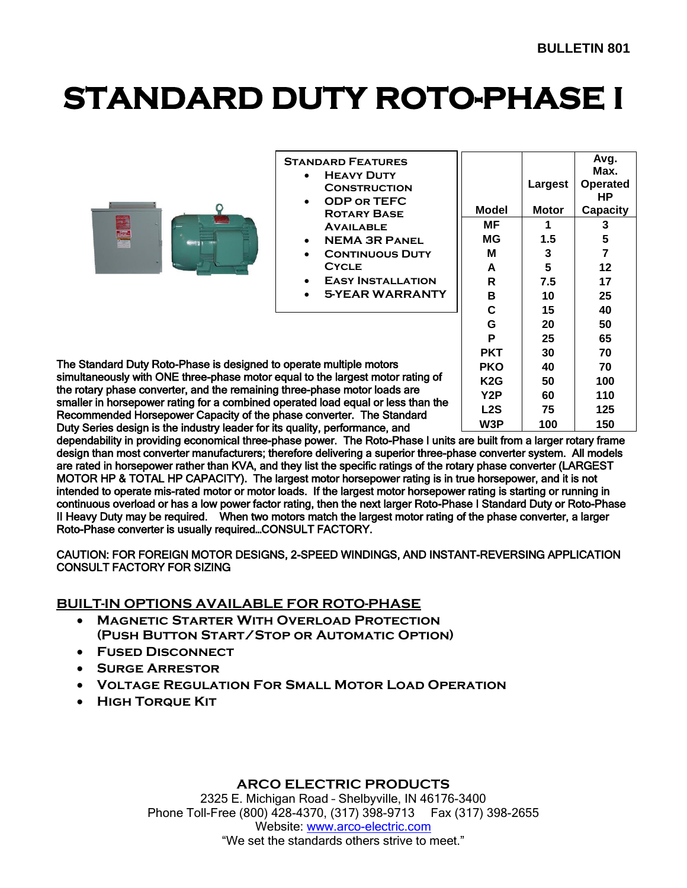BULLETIN 801

# STANDARD DUTY ROTO-PHASE I

**STANDARD FEATURES**

- HEAVY DUTY CONSTRUCTION
- ODP OR TEFC ROTARY BASE AVAILABLE
- NEMA 3R PANEL
- CONTINUOUS DUTY CYCLE
- EASY INSTALLATION
- 5-YEAR WARRANTY

| Model | Largest Motor | Avg. Max. Operated HP Capacity |
|---|---|---|
| MF | 1 | 3 |
| MG | 1.5 | 5 |
| M | 3 | 7 |
| A | 5 | 12 |
| R | 7.5 | 17 |
| B | 10 | 25 |
| C | 15 | 40 |
| G | 20 | 50 |
| P | 25 | 65 |
| PKT | 30 | 70 |
| PKO | 40 | 70 |
| K2G | 50 | 100 |
| Y2P | 60 | 110 |
| L2S | 75 | 125 |
| W3P | 100 | 150 |

The Standard Duty Roto-Phase is designed to operate multiple motors simultaneously with ONE three-phase motor equal to the largest motor rating of the rotary phase converter, and the remaining three-phase motor loads are smaller in horsepower rating for a combined operated load equal or less than the Recommended Horsepower Capacity of the phase converter. The Standard Duty Series design is the industry leader for its quality, performance, and dependability in providing economical three-phase power. The Roto-Phase I units are built from a larger rotary frame design than most converter manufacturers; therefore delivering a superior three-phase converter system. All models are rated in horsepower rather than KVA, and they list the specific ratings of the rotary phase converter (LARGEST MOTOR HP & TOTAL HP CAPACITY). The largest motor horsepower rating is in true horsepower, and it is not intended to operate mis-rated motor or motor loads. If the largest motor horsepower rating is starting or running in continuous overload or has a low power factor rating, then the next larger Roto-Phase I Standard Duty or Roto-Phase II Heavy Duty may be required. When two motors match the largest motor rating of the phase converter, a larger Roto-Phase converter is usually required…CONSULT FACTORY.

CAUTION: FOR FOREIGN MOTOR DESIGNS, 2-SPEED WINDINGS, AND INSTANT-REVERSING APPLICATION CONSULT FACTORY FOR SIZING

## BUILT-IN OPTIONS AVAILABLE FOR ROTO-PHASE

- **MAGNETIC STARTER WITH OVERLOAD PROTECTION (PUSH BUTTON START/STOP OR AUTOMATIC OPTION)**
- **FUSED DISCONNECT**
- **SURGE ARRESTOR**
- **VOLTAGE REGULATION FOR SMALL MOTOR LOAD OPERATION**
- **HIGH TORQUE KIT**

**ARCO ELECTRIC PRODUCTS**
2325 E. Michigan Road – Shelbyville, IN 46176-3400
Phone Toll-Free (800) 428-4370, (317) 398-9713 Fax (317) 398-2655
Website: www.arco-electric.com
"We set the standards others strive to meet."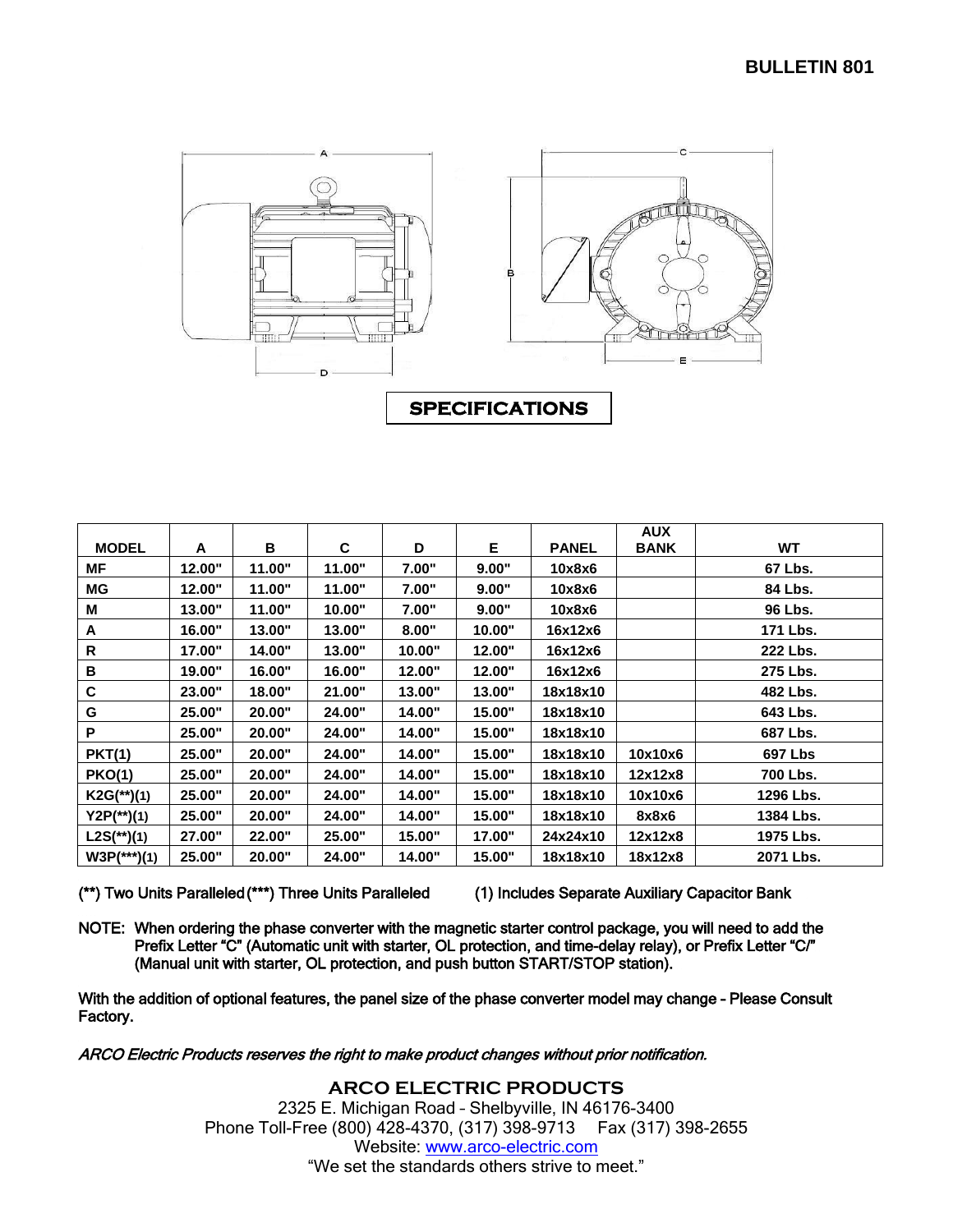## SPECIFICATIONS

| MODEL | A | B | C | D | E | PANEL | AUX BANK | WT |
|---|---|---|---|---|---|---|---|---|
| MF | 12.00" | 11.00" | 11.00" | 7.00" | 9.00" | 10x8x6 | | 67 Lbs. |
| MG | 12.00" | 11.00" | 11.00" | 7.00" | 9.00" | 10x8x6 | | 84 Lbs. |
| M | 13.00" | 11.00" | 10.00" | 7.00" | 9.00" | 10x8x6 | | 96 Lbs. |
| A | 16.00" | 13.00" | 13.00" | 8.00" | 10.00" | 16x12x6 | | 171 Lbs. |
| R | 17.00" | 14.00" | 13.00" | 10.00" | 12.00" | 16x12x6 | | 222 Lbs. |
| B | 19.00" | 16.00" | 16.00" | 12.00" | 12.00" | 16x12x6 | | 275 Lbs. |
| C | 23.00" | 18.00" | 21.00" | 13.00" | 13.00" | 18x18x10 | | 482 Lbs. |
| G | 25.00" | 20.00" | 24.00" | 14.00" | 15.00" | 18x18x10 | | 643 Lbs. |
| P | 25.00" | 20.00" | 24.00" | 14.00" | 15.00" | 18x18x10 | | 687 Lbs. |
| PKT(1) | 25.00" | 20.00" | 24.00" | 14.00" | 15.00" | 18x18x10 | 10x10x6 | 697 Lbs |
| PKO(1) | 25.00" | 20.00" | 24.00" | 14.00" | 15.00" | 18x18x10 | 12x12x8 | 700 Lbs. |
| K2G(**)(1) | 25.00" | 20.00" | 24.00" | 14.00" | 15.00" | 18x18x10 | 10x10x6 | 1296 Lbs. |
| Y2P(**)(1) | 25.00" | 20.00" | 24.00" | 14.00" | 15.00" | 18x18x10 | 8x8x6 | 1384 Lbs. |
| L2S(**)(1) | 27.00" | 22.00" | 25.00" | 15.00" | 17.00" | 24x24x10 | 12x12x8 | 1975 Lbs. |
| W3P(***)(1) | 25.00" | 20.00" | 24.00" | 14.00" | 15.00" | 18x18x10 | 18x12x8 | 2071 Lbs. |

(**) Two Units Paralleled (***) Three Units Paralleled (1) Includes Separate Auxiliary Capacitor Bank

NOTE: When ordering the phase converter with the magnetic starter control package, you will need to add the Prefix Letter "C" (Automatic unit with starter, OL protection, and time-delay relay), or Prefix Letter "C/" (Manual unit with starter, OL protection, and push button START/STOP station).

With the addition of optional features, the panel size of the phase converter model may change – Please Consult Factory.

*ARCO Electric Products reserves the right to make product changes without prior notification.*

**ARCO ELECTRIC PRODUCTS**
2325 E. Michigan Road – Shelbyville, IN 46176-3400
Phone Toll-Free (800) 428-4370, (317) 398-9713 Fax (317) 398-2655
Website: www.arco-electric.com
"We set the standards others strive to meet."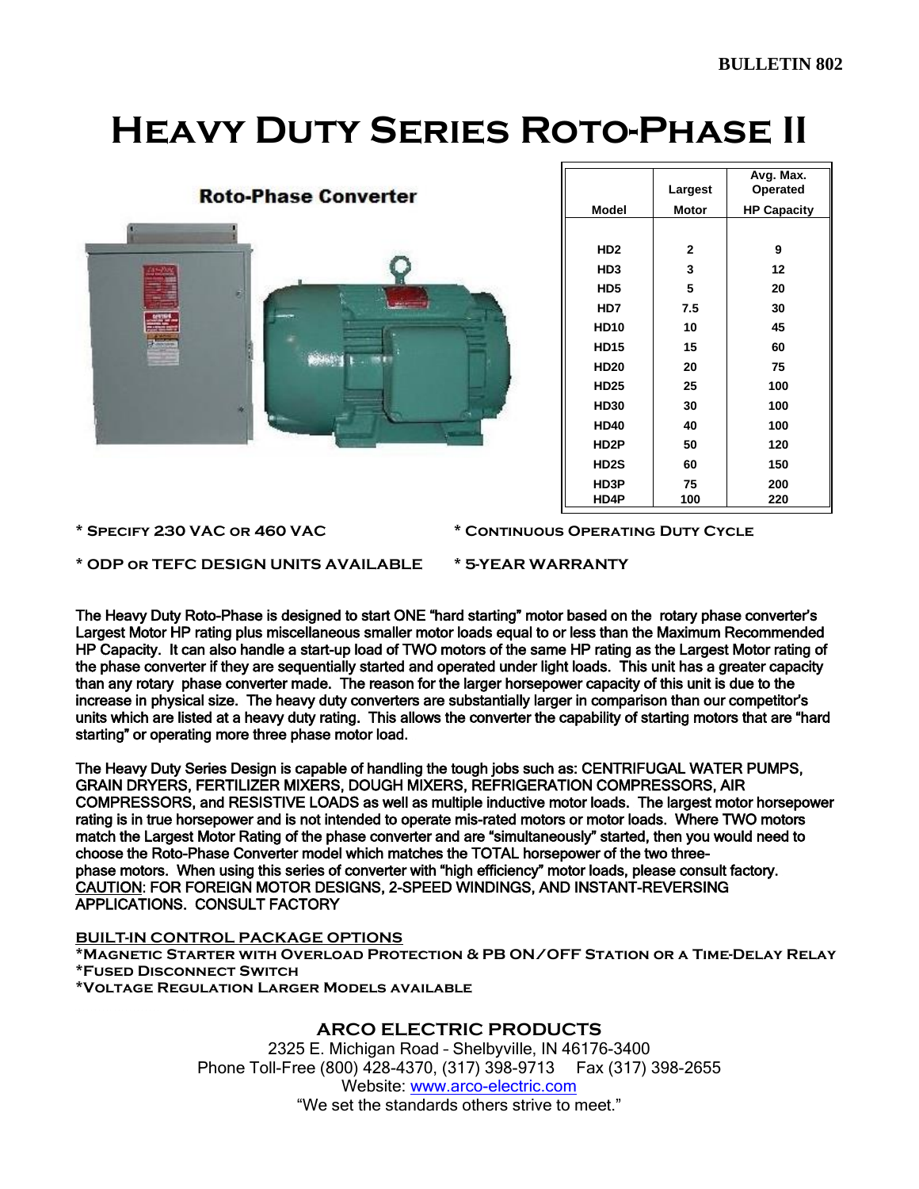BULLETIN 802

# Heavy Duty Series Roto-Phase II

Roto-Phase Converter

| Model | Largest Motor | Avg. Max. Operated HP Capacity |
|---|---|---|
| HD2 | 2 | 9 |
| HD3 | 3 | 12 |
| HD5 | 5 | 20 |
| HD7 | 7.5 | 30 |
| HD10 | 10 | 45 |
| HD15 | 15 | 60 |
| HD20 | 20 | 75 |
| HD25 | 25 | 100 |
| HD30 | 30 | 100 |
| HD40 | 40 | 100 |
| HD2P | 50 | 120 |
| HD2S | 60 | 150 |
| HD3P | 75 | 200 |
| HD4P | 100 | 220 |

* Specify 230 VAC or 460 VAC
* Continuous Operating Duty Cycle
* ODP or TEFC Design Units Available
* 5-Year Warranty

The Heavy Duty Roto-Phase is designed to start ONE "hard starting" motor based on the rotary phase converter's Largest Motor HP rating plus miscellaneous smaller motor loads equal to or less than the Maximum Recommended HP Capacity. It can also handle a start-up load of TWO motors of the same HP rating as the Largest Motor rating of the phase converter if they are sequentially started and operated under light loads. This unit has a greater capacity than any rotary phase converter made. The reason for the larger horsepower capacity of this unit is due to the increase in physical size. The heavy duty converters are substantially larger in comparison than our competitor's units which are listed at a heavy duty rating. This allows the converter the capability of starting motors that are "hard starting" or operating more three phase motor load.

The Heavy Duty Series Design is capable of handling the tough jobs such as: CENTRIFUGAL WATER PUMPS, GRAIN DRYERS, FERTILIZER MIXERS, DOUGH MIXERS, REFRIGERATION COMPRESSORS, AIR COMPRESSORS, and RESISTIVE LOADS as well as multiple inductive motor loads. The largest motor horsepower rating is in true horsepower and is not intended to operate mis-rated motors or motor loads. Where TWO motors match the Largest Motor Rating of the phase converter and are "simultaneously" started, then you would need to choose the Roto-Phase Converter model which matches the TOTAL horsepower of the two three-phase motors. When using this series of converter with "high efficiency" motor loads, please consult factory. CAUTION: FOR FOREIGN MOTOR DESIGNS, 2-SPEED WINDINGS, AND INSTANT-REVERSING APPLICATIONS. CONSULT FACTORY

**BUILT-IN CONTROL PACKAGE OPTIONS**

*Magnetic Starter with Overload Protection & PB ON/OFF Station or a Time-Delay Relay
*Fused Disconnect Switch
*Voltage Regulation Larger Models available

**ARCO ELECTRIC PRODUCTS**
2325 E. Michigan Road – Shelbyville, IN 46176-3400
Phone Toll-Free (800) 428-4370, (317) 398-9713 Fax (317) 398-2655
Website: www.arco-electric.com
"We set the standards others strive to meet."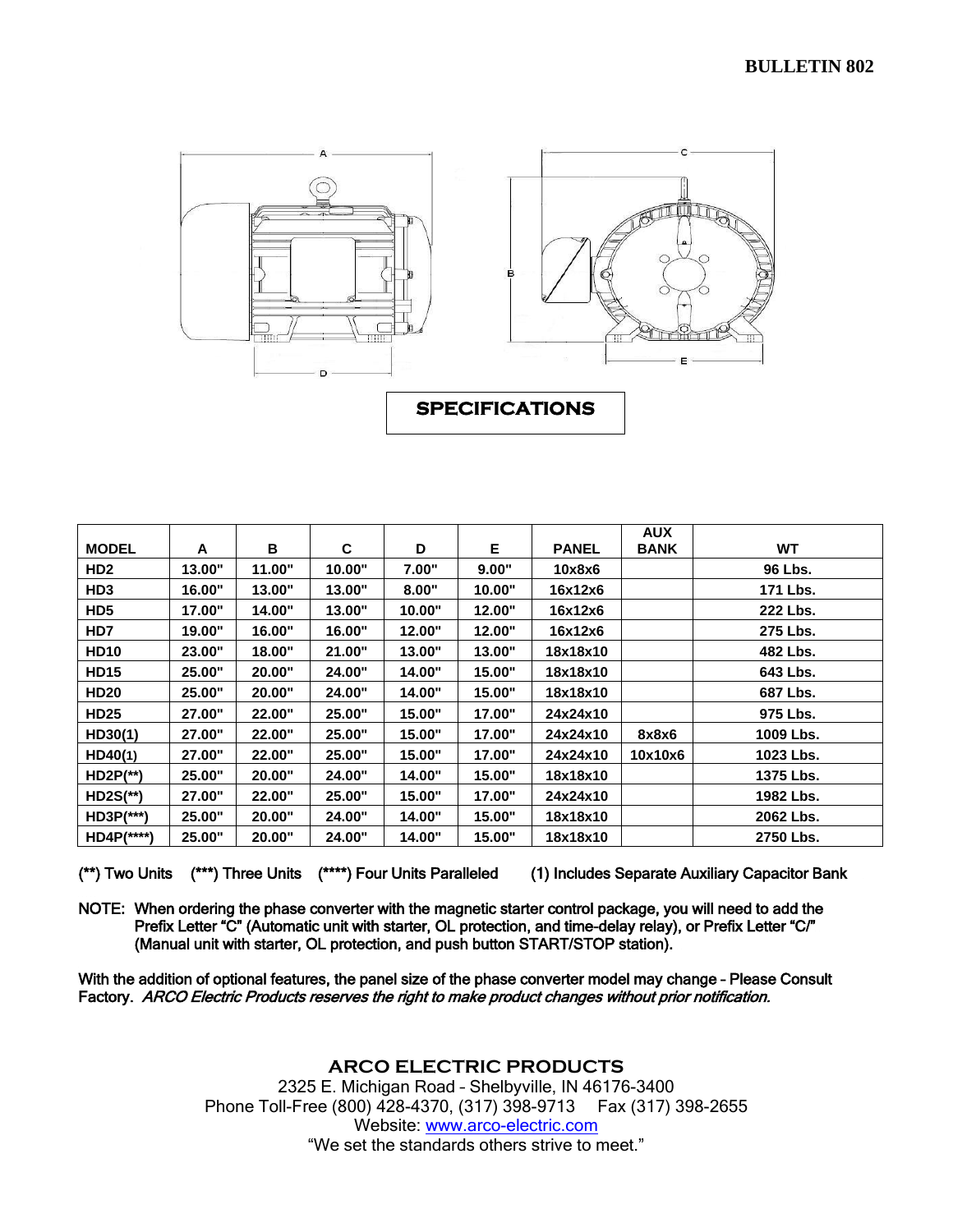## SPECIFICATIONS

| MODEL | A | B | C | D | E | PANEL | AUX BANK | WT |
|---|---|---|---|---|---|---|---|---|
| HD2 | 13.00" | 11.00" | 10.00" | 7.00" | 9.00" | 10x8x6 | | 96 Lbs. |
| HD3 | 16.00" | 13.00" | 13.00" | 8.00" | 10.00" | 16x12x6 | | 171 Lbs. |
| HD5 | 17.00" | 14.00" | 13.00" | 10.00" | 12.00" | 16x12x6 | | 222 Lbs. |
| HD7 | 19.00" | 16.00" | 16.00" | 12.00" | 12.00" | 16x12x6 | | 275 Lbs. |
| HD10 | 23.00" | 18.00" | 21.00" | 13.00" | 13.00" | 18x18x10 | | 482 Lbs. |
| HD15 | 25.00" | 20.00" | 24.00" | 14.00" | 15.00" | 18x18x10 | | 643 Lbs. |
| HD20 | 25.00" | 20.00" | 24.00" | 14.00" | 15.00" | 18x18x10 | | 687 Lbs. |
| HD25 | 27.00" | 22.00" | 25.00" | 15.00" | 17.00" | 24x24x10 | | 975 Lbs. |
| HD30(1) | 27.00" | 22.00" | 25.00" | 15.00" | 17.00" | 24x24x10 | 8x8x6 | 1009 Lbs. |
| HD40(1) | 27.00" | 22.00" | 25.00" | 15.00" | 17.00" | 24x24x10 | 10x10x6 | 1023 Lbs. |
| HD2P(**) | 25.00" | 20.00" | 24.00" | 14.00" | 15.00" | 18x18x10 | | 1375 Lbs. |
| HD2S(**) | 27.00" | 22.00" | 25.00" | 15.00" | 17.00" | 24x24x10 | | 1982 Lbs. |
| HD3P(***) | 25.00" | 20.00" | 24.00" | 14.00" | 15.00" | 18x18x10 | | 2062 Lbs. |
| HD4P(****) | 25.00" | 20.00" | 24.00" | 14.00" | 15.00" | 18x18x10 | | 2750 Lbs. |

(**) Two Units (***) Three Units (****) Four Units Paralleled (1) Includes Separate Auxiliary Capacitor Bank

NOTE: When ordering the phase converter with the magnetic starter control package, you will need to add the Prefix Letter "C" (Automatic unit with starter, OL protection, and time-delay relay), or Prefix Letter "C/" (Manual unit with starter, OL protection, and push button START/STOP station).

With the addition of optional features, the panel size of the phase converter model may change – Please Consult Factory. *ARCO Electric Products reserves the right to make product changes without prior notification.*

**ARCO ELECTRIC PRODUCTS**
2325 E. Michigan Road – Shelbyville, IN 46176-3400
Phone Toll-Free (800) 428-4370, (317) 398-9713 Fax (317) 398-2655
Website: www.arco-electric.com
"We set the standards others strive to meet."